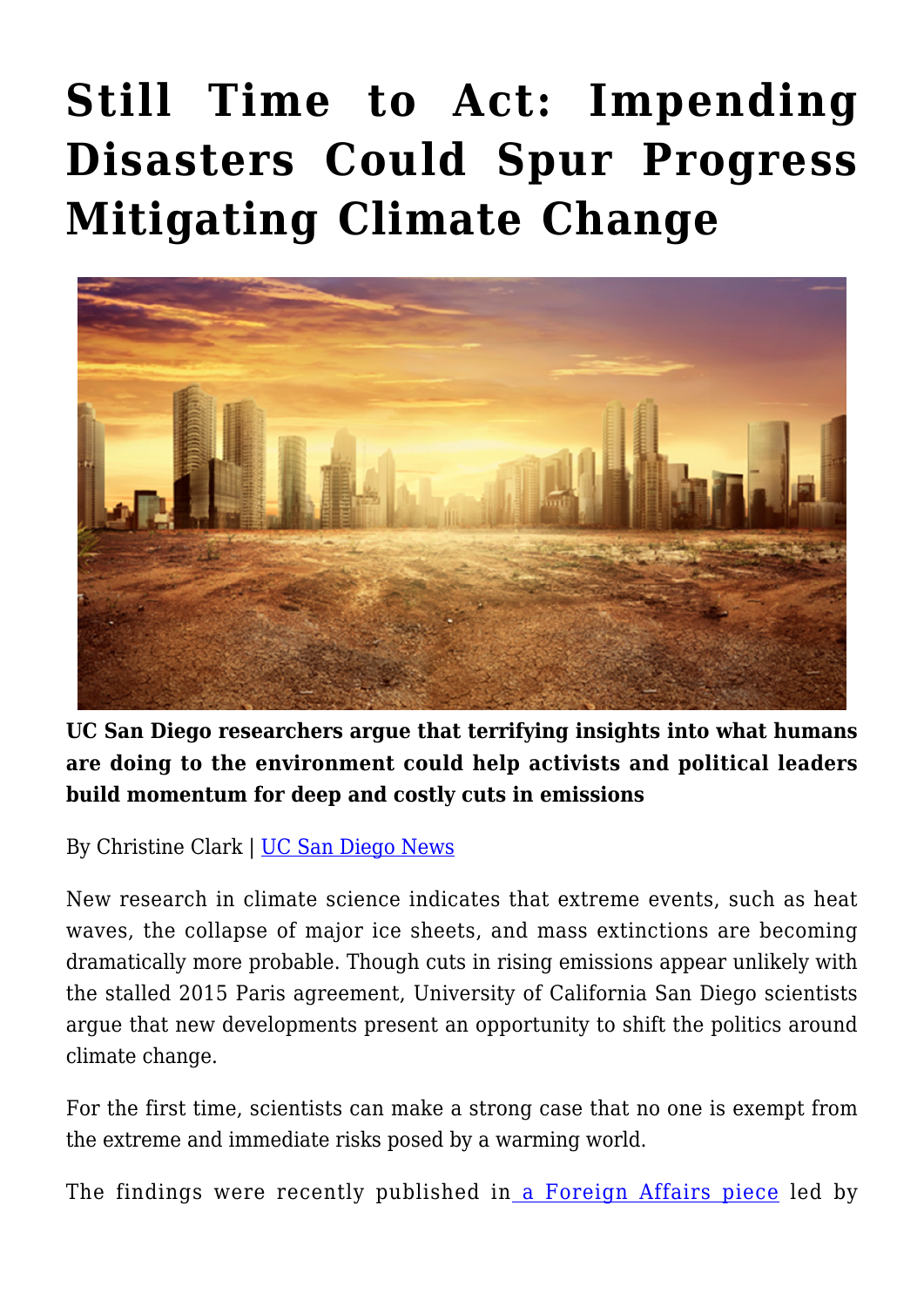# Still Time to Act: Impending Disasters Could Spur Progress Mitigating Climate Change

**UC San Diego researchers argue that terrifying insights into what humans are doing to the environment could help activists and political leaders build momentum for deep and costly cuts in emissions**

By Christine Clark | [UC San Diego News](#)

New research in climate science indicates that extreme events, such as heat waves, the collapse of major ice sheets, and mass extinctions are becoming dramatically more probable. Though cuts in rising emissions appear unlikely with the stalled 2015 Paris agreement, University of California San Diego scientists argue that new developments present an opportunity to shift the politics around climate change.

For the first time, scientists can make a strong case that no one is exempt from the extreme and immediate risks posed by a warming world.

The findings were recently published in [a Foreign Affairs piece](#) led by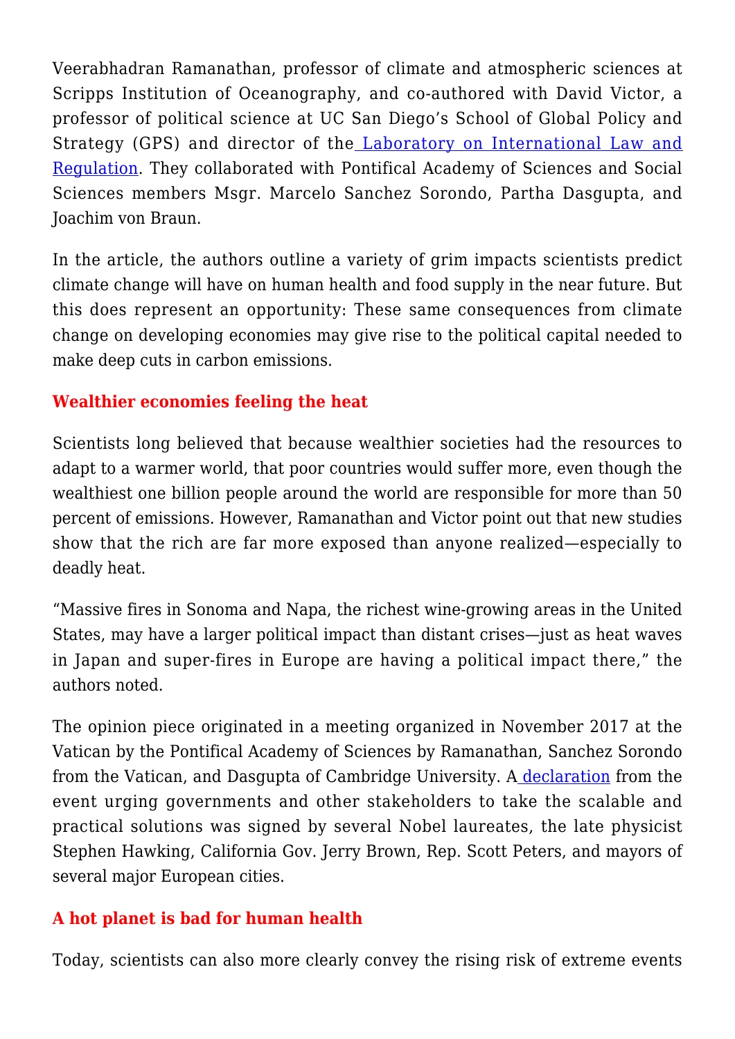Veerabhadran Ramanathan, professor of climate and atmospheric sciences at Scripps Institution of Oceanography, and co-authored with David Victor, a professor of political science at UC San Diego's School of Global Policy and Strategy (GPS) and director of the [Laboratory on International Law and Regulation](). They collaborated with Pontifical Academy of Sciences and Social Sciences members Msgr. Marcelo Sanchez Sorondo, Partha Dasgupta, and Joachim von Braun.

In the article, the authors outline a variety of grim impacts scientists predict climate change will have on human health and food supply in the near future. But this does represent an opportunity: These same consequences from climate change on developing economies may give rise to the political capital needed to make deep cuts in carbon emissions.

## Wealthier economies feeling the heat

Scientists long believed that because wealthier societies had the resources to adapt to a warmer world, that poor countries would suffer more, even though the wealthiest one billion people around the world are responsible for more than 50 percent of emissions. However, Ramanathan and Victor point out that new studies show that the rich are far more exposed than anyone realized—especially to deadly heat.

"Massive fires in Sonoma and Napa, the richest wine-growing areas in the United States, may have a larger political impact than distant crises—just as heat waves in Japan and super-fires in Europe are having a political impact there," the authors noted.

The opinion piece originated in a meeting organized in November 2017 at the Vatican by the Pontifical Academy of Sciences by Ramanathan, Sanchez Sorondo from the Vatican, and Dasgupta of Cambridge University. A [declaration]() from the event urging governments and other stakeholders to take the scalable and practical solutions was signed by several Nobel laureates, the late physicist Stephen Hawking, California Gov. Jerry Brown, Rep. Scott Peters, and mayors of several major European cities.

## A hot planet is bad for human health

Today, scientists can also more clearly convey the rising risk of extreme events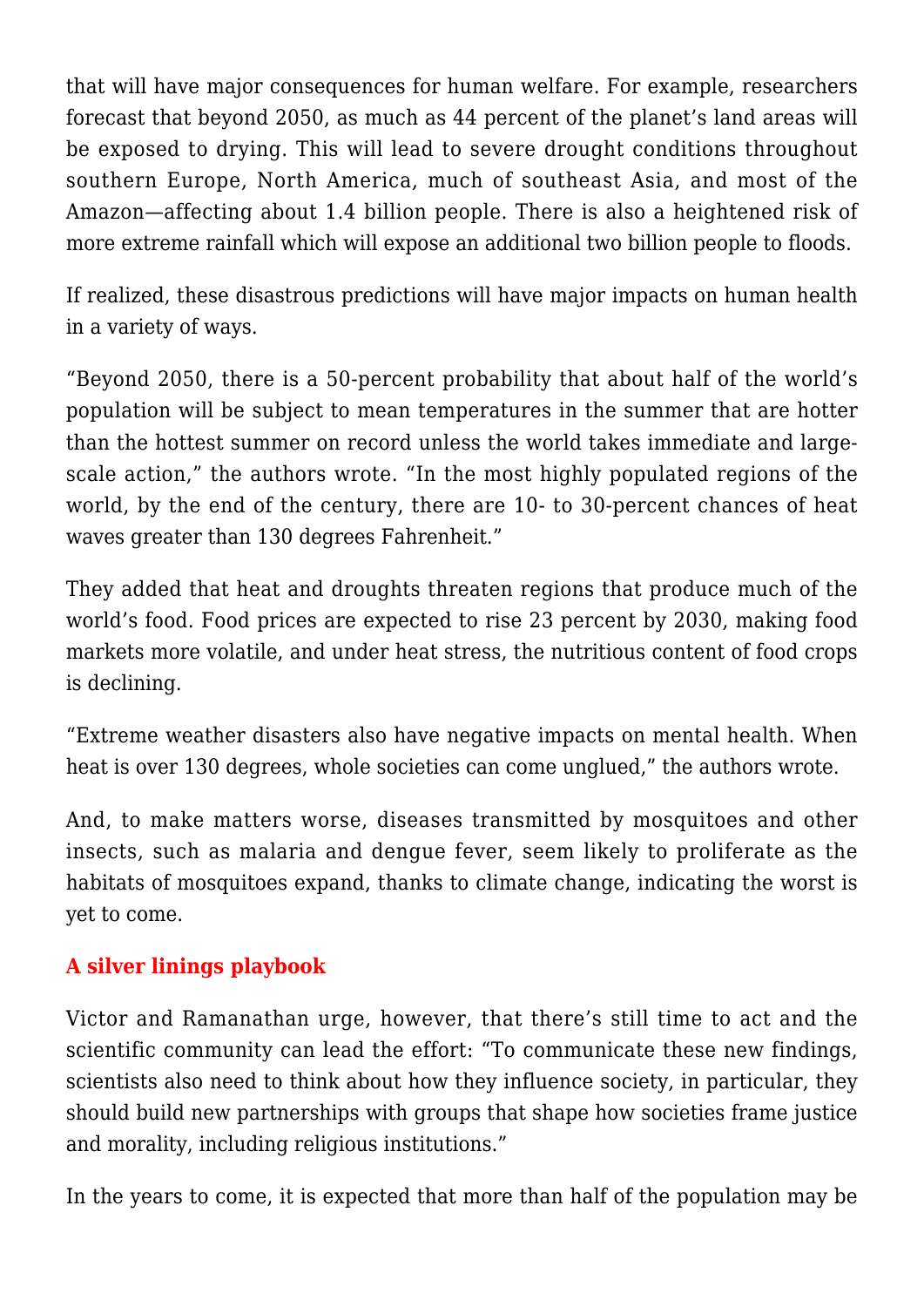that will have major consequences for human welfare. For example, researchers forecast that beyond 2050, as much as 44 percent of the planet's land areas will be exposed to drying. This will lead to severe drought conditions throughout southern Europe, North America, much of southeast Asia, and most of the Amazon—affecting about 1.4 billion people. There is also a heightened risk of more extreme rainfall which will expose an additional two billion people to floods.

If realized, these disastrous predictions will have major impacts on human health in a variety of ways.

"Beyond 2050, there is a 50-percent probability that about half of the world's population will be subject to mean temperatures in the summer that are hotter than the hottest summer on record unless the world takes immediate and large-scale action," the authors wrote. "In the most highly populated regions of the world, by the end of the century, there are 10- to 30-percent chances of heat waves greater than 130 degrees Fahrenheit."

They added that heat and droughts threaten regions that produce much of the world's food. Food prices are expected to rise 23 percent by 2030, making food markets more volatile, and under heat stress, the nutritious content of food crops is declining.

"Extreme weather disasters also have negative impacts on mental health. When heat is over 130 degrees, whole societies can come unglued," the authors wrote.

And, to make matters worse, diseases transmitted by mosquitoes and other insects, such as malaria and dengue fever, seem likely to proliferate as the habitats of mosquitoes expand, thanks to climate change, indicating the worst is yet to come.

## A silver linings playbook

Victor and Ramanathan urge, however, that there's still time to act and the scientific community can lead the effort: "To communicate these new findings, scientists also need to think about how they influence society, in particular, they should build new partnerships with groups that shape how societies frame justice and morality, including religious institutions."

In the years to come, it is expected that more than half of the population may be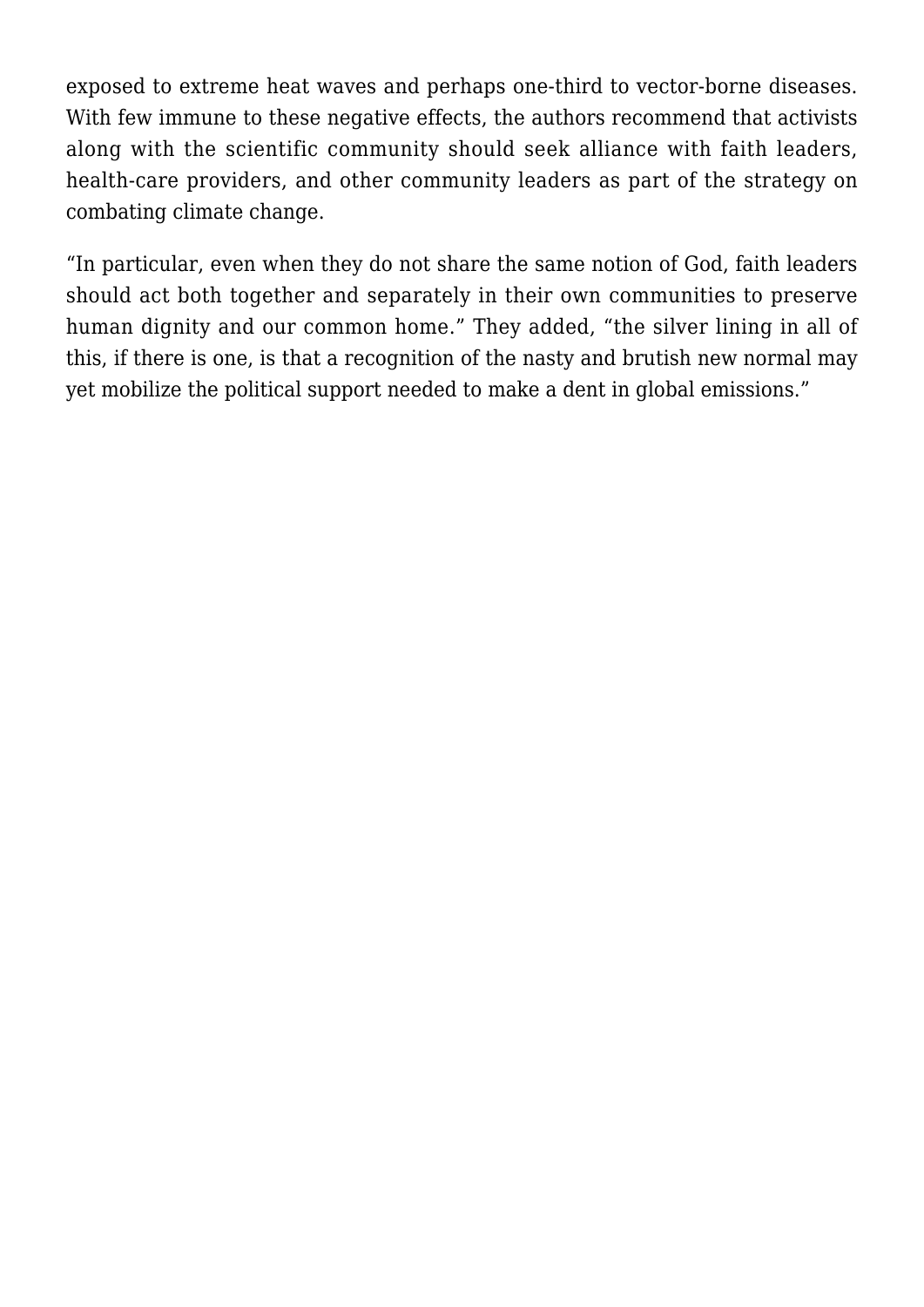exposed to extreme heat waves and perhaps one-third to vector-borne diseases. With few immune to these negative effects, the authors recommend that activists along with the scientific community should seek alliance with faith leaders, health-care providers, and other community leaders as part of the strategy on combating climate change.

“In particular, even when they do not share the same notion of God, faith leaders should act both together and separately in their own communities to preserve human dignity and our common home.” They added, “the silver lining in all of this, if there is one, is that a recognition of the nasty and brutish new normal may yet mobilize the political support needed to make a dent in global emissions.”